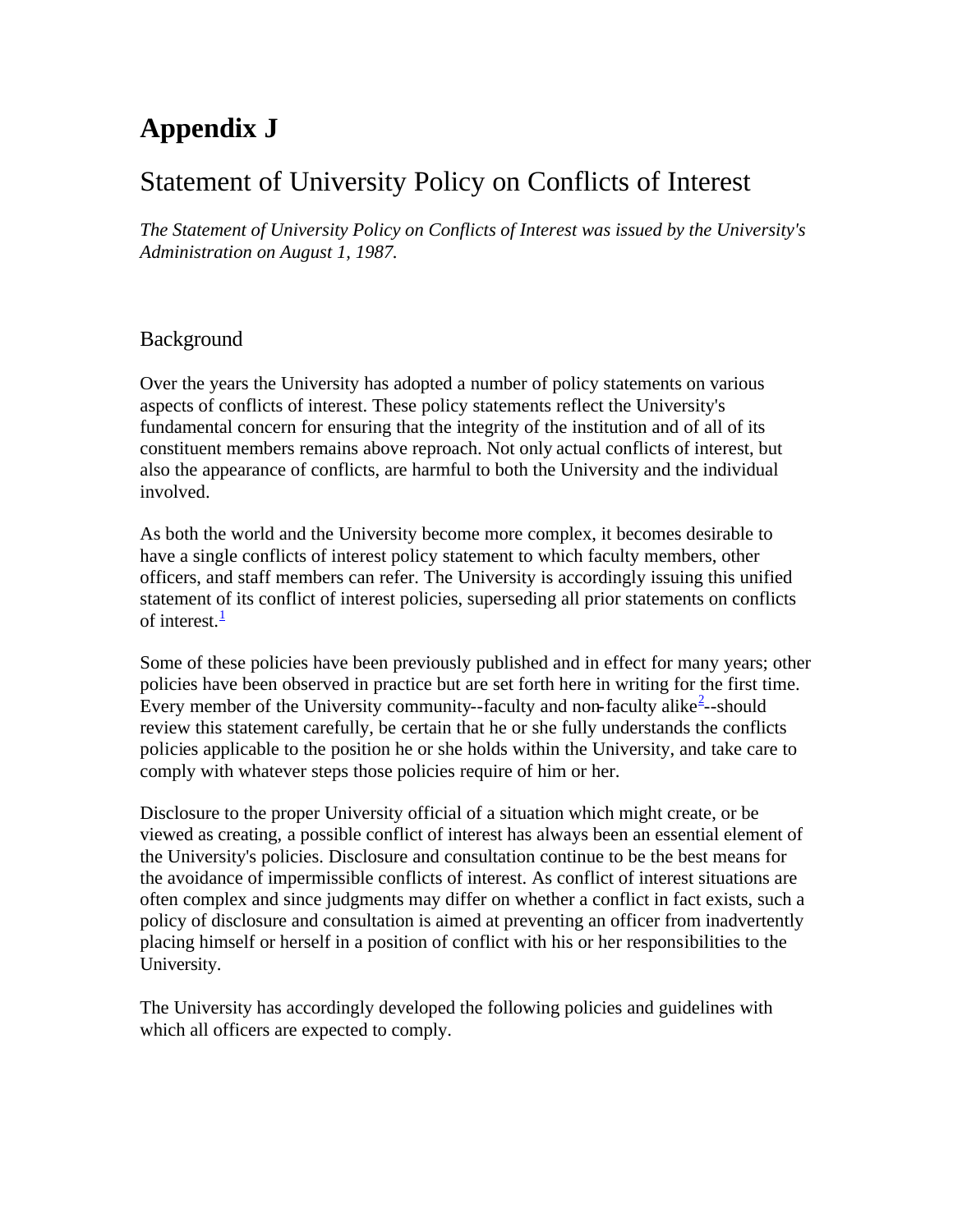# Appendix J

## Statement of University Policy on Conflicts of Interest

*The Statement of University Policy on Conflicts of Interest was issued by the University's Administration on August 1, 1987.*

### Background

Over the years the University has adopted a number of policy statements on various aspects of conflicts of interest. These policy statements reflect the University's fundamental concern for ensuring that the integrity of the institution and of all of its constituent members remains above reproach. Not only actual conflicts of interest, but also the appearance of conflicts, are harmful to both the University and the individual involved.

As both the world and the University become more complex, it becomes desirable to have a single conflicts of interest policy statement to which faculty members, other officers, and staff members can refer. The University is accordingly issuing this unified statement of its conflict of interest policies, superseding all prior statements on conflicts of interest.[1]

Some of these policies have been previously published and in effect for many years; other policies have been observed in practice but are set forth here in writing for the first time. Every member of the University community--faculty and non-faculty alike[2]--should review this statement carefully, be certain that he or she fully understands the conflicts policies applicable to the position he or she holds within the University, and take care to comply with whatever steps those policies require of him or her.

Disclosure to the proper University official of a situation which might create, or be viewed as creating, a possible conflict of interest has always been an essential element of the University's policies. Disclosure and consultation continue to be the best means for the avoidance of impermissible conflicts of interest. As conflict of interest situations are often complex and since judgments may differ on whether a conflict in fact exists, such a policy of disclosure and consultation is aimed at preventing an officer from inadvertently placing himself or herself in a position of conflict with his or her responsibilities to the University.

The University has accordingly developed the following policies and guidelines with which all officers are expected to comply.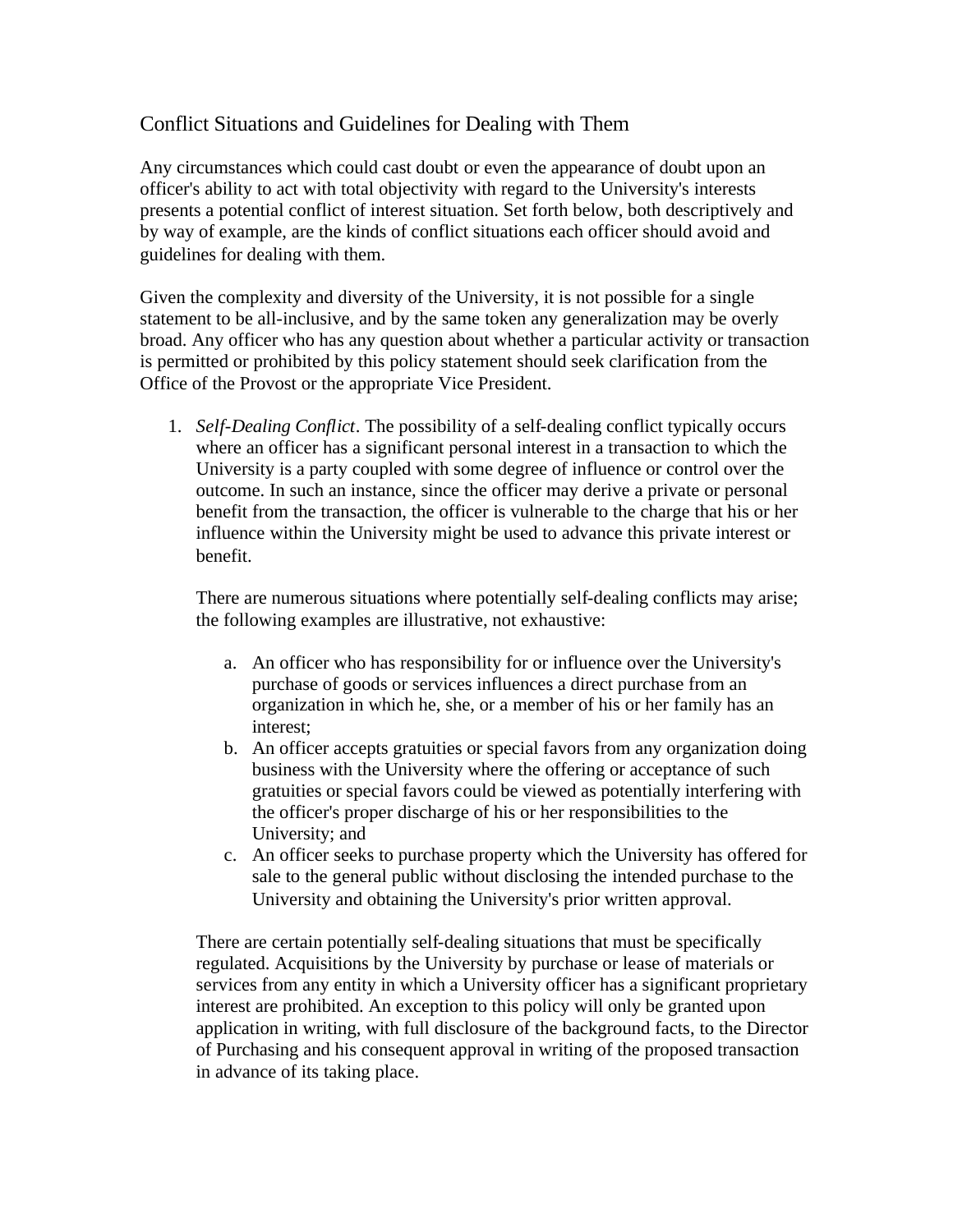## Conflict Situations and Guidelines for Dealing with Them

Any circumstances which could cast doubt or even the appearance of doubt upon an officer's ability to act with total objectivity with regard to the University's interests presents a potential conflict of interest situation. Set forth below, both descriptively and by way of example, are the kinds of conflict situations each officer should avoid and guidelines for dealing with them.

Given the complexity and diversity of the University, it is not possible for a single statement to be all-inclusive, and by the same token any generalization may be overly broad. Any officer who has any question about whether a particular activity or transaction is permitted or prohibited by this policy statement should seek clarification from the Office of the Provost or the appropriate Vice President.

1. *Self-Dealing Conflict*. The possibility of a self-dealing conflict typically occurs where an officer has a significant personal interest in a transaction to which the University is a party coupled with some degree of influence or control over the outcome. In such an instance, since the officer may derive a private or personal benefit from the transaction, the officer is vulnerable to the charge that his or her influence within the University might be used to advance this private interest or benefit.

   There are numerous situations where potentially self-dealing conflicts may arise; the following examples are illustrative, not exhaustive:

   a. An officer who has responsibility for or influence over the University's purchase of goods or services influences a direct purchase from an organization in which he, she, or a member of his or her family has an interest;
   b. An officer accepts gratuities or special favors from any organization doing business with the University where the offering or acceptance of such gratuities or special favors could be viewed as potentially interfering with the officer's proper discharge of his or her responsibilities to the University; and
   c. An officer seeks to purchase property which the University has offered for sale to the general public without disclosing the intended purchase to the University and obtaining the University's prior written approval.

   There are certain potentially self-dealing situations that must be specifically regulated. Acquisitions by the University by purchase or lease of materials or services from any entity in which a University officer has a significant proprietary interest are prohibited. An exception to this policy will only be granted upon application in writing, with full disclosure of the background facts, to the Director of Purchasing and his consequent approval in writing of the proposed transaction in advance of its taking place.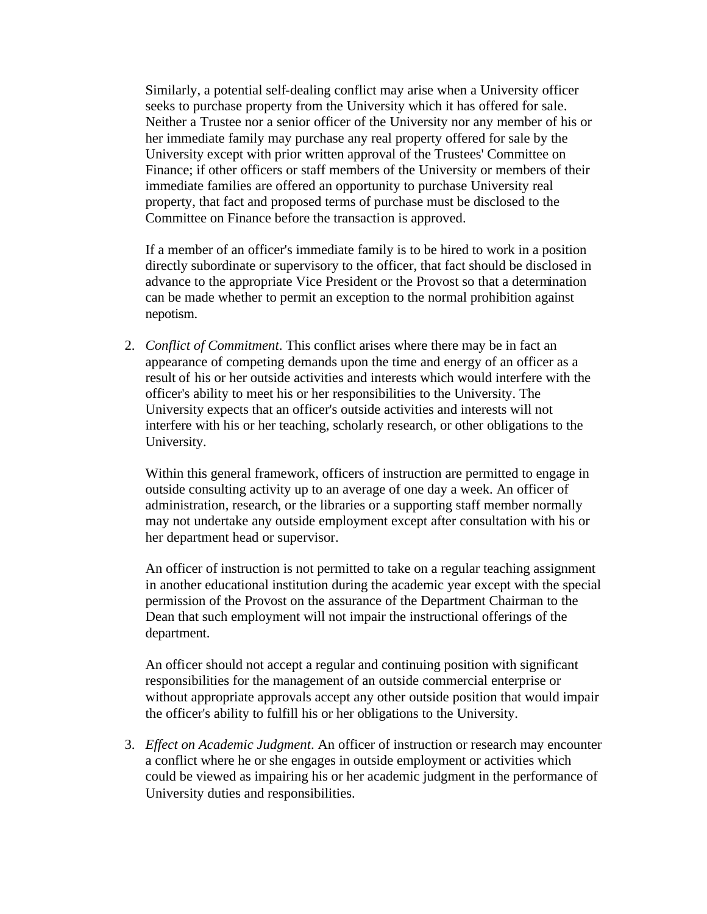Similarly, a potential self-dealing conflict may arise when a University officer seeks to purchase property from the University which it has offered for sale. Neither a Trustee nor a senior officer of the University nor any member of his or her immediate family may purchase any real property offered for sale by the University except with prior written approval of the Trustees' Committee on Finance; if other officers or staff members of the University or members of their immediate families are offered an opportunity to purchase University real property, that fact and proposed terms of purchase must be disclosed to the Committee on Finance before the transaction is approved.

If a member of an officer's immediate family is to be hired to work in a position directly subordinate or supervisory to the officer, that fact should be disclosed in advance to the appropriate Vice President or the Provost so that a determination can be made whether to permit an exception to the normal prohibition against nepotism.

2. *Conflict of Commitment*. This conflict arises where there may be in fact an appearance of competing demands upon the time and energy of an officer as a result of his or her outside activities and interests which would interfere with the officer's ability to meet his or her responsibilities to the University. The University expects that an officer's outside activities and interests will not interfere with his or her teaching, scholarly research, or other obligations to the University.

   Within this general framework, officers of instruction are permitted to engage in outside consulting activity up to an average of one day a week. An officer of administration, research, or the libraries or a supporting staff member normally may not undertake any outside employment except after consultation with his or her department head or supervisor.

   An officer of instruction is not permitted to take on a regular teaching assignment in another educational institution during the academic year except with the special permission of the Provost on the assurance of the Department Chairman to the Dean that such employment will not impair the instructional offerings of the department.

   An officer should not accept a regular and continuing position with significant responsibilities for the management of an outside commercial enterprise or without appropriate approvals accept any other outside position that would impair the officer's ability to fulfill his or her obligations to the University.

3. *Effect on Academic Judgment*. An officer of instruction or research may encounter a conflict where he or she engages in outside employment or activities which could be viewed as impairing his or her academic judgment in the performance of University duties and responsibilities.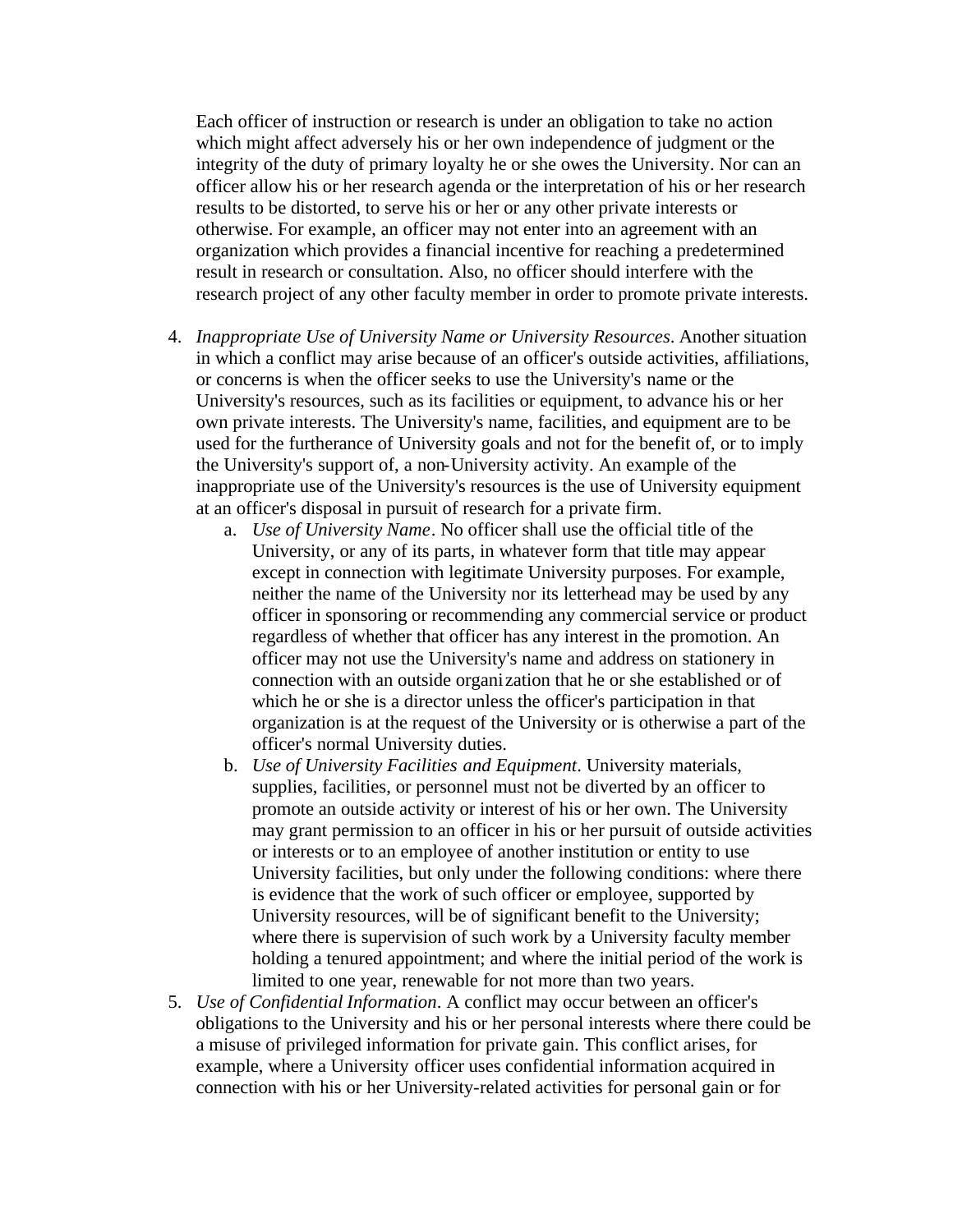Each officer of instruction or research is under an obligation to take no action which might affect adversely his or her own independence of judgment or the integrity of the duty of primary loyalty he or she owes the University. Nor can an officer allow his or her research agenda or the interpretation of his or her research results to be distorted, to serve his or her or any other private interests or otherwise. For example, an officer may not enter into an agreement with an organization which provides a financial incentive for reaching a predetermined result in research or consultation. Also, no officer should interfere with the research project of any other faculty member in order to promote private interests.

4. *Inappropriate Use of University Name or University Resources*. Another situation in which a conflict may arise because of an officer's outside activities, affiliations, or concerns is when the officer seeks to use the University's name or the University's resources, such as its facilities or equipment, to advance his or her own private interests. The University's name, facilities, and equipment are to be used for the furtherance of University goals and not for the benefit of, or to imply the University's support of, a non-University activity. An example of the inappropriate use of the University's resources is the use of University equipment at an officer's disposal in pursuit of research for a private firm.
    a. *Use of University Name*. No officer shall use the official title of the University, or any of its parts, in whatever form that title may appear except in connection with legitimate University purposes. For example, neither the name of the University nor its letterhead may be used by any officer in sponsoring or recommending any commercial service or product regardless of whether that officer has any interest in the promotion. An officer may not use the University's name and address on stationery in connection with an outside organization that he or she established or of which he or she is a director unless the officer's participation in that organization is at the request of the University or is otherwise a part of the officer's normal University duties.
    b. *Use of University Facilities and Equipment*. University materials, supplies, facilities, or personnel must not be diverted by an officer to promote an outside activity or interest of his or her own. The University may grant permission to an officer in his or her pursuit of outside activities or interests or to an employee of another institution or entity to use University facilities, but only under the following conditions: where there is evidence that the work of such officer or employee, supported by University resources, will be of significant benefit to the University; where there is supervision of such work by a University faculty member holding a tenured appointment; and where the initial period of the work is limited to one year, renewable for not more than two years.
5. *Use of Confidential Information*. A conflict may occur between an officer's obligations to the University and his or her personal interests where there could be a misuse of privileged information for private gain. This conflict arises, for example, where a University officer uses confidential information acquired in connection with his or her University-related activities for personal gain or for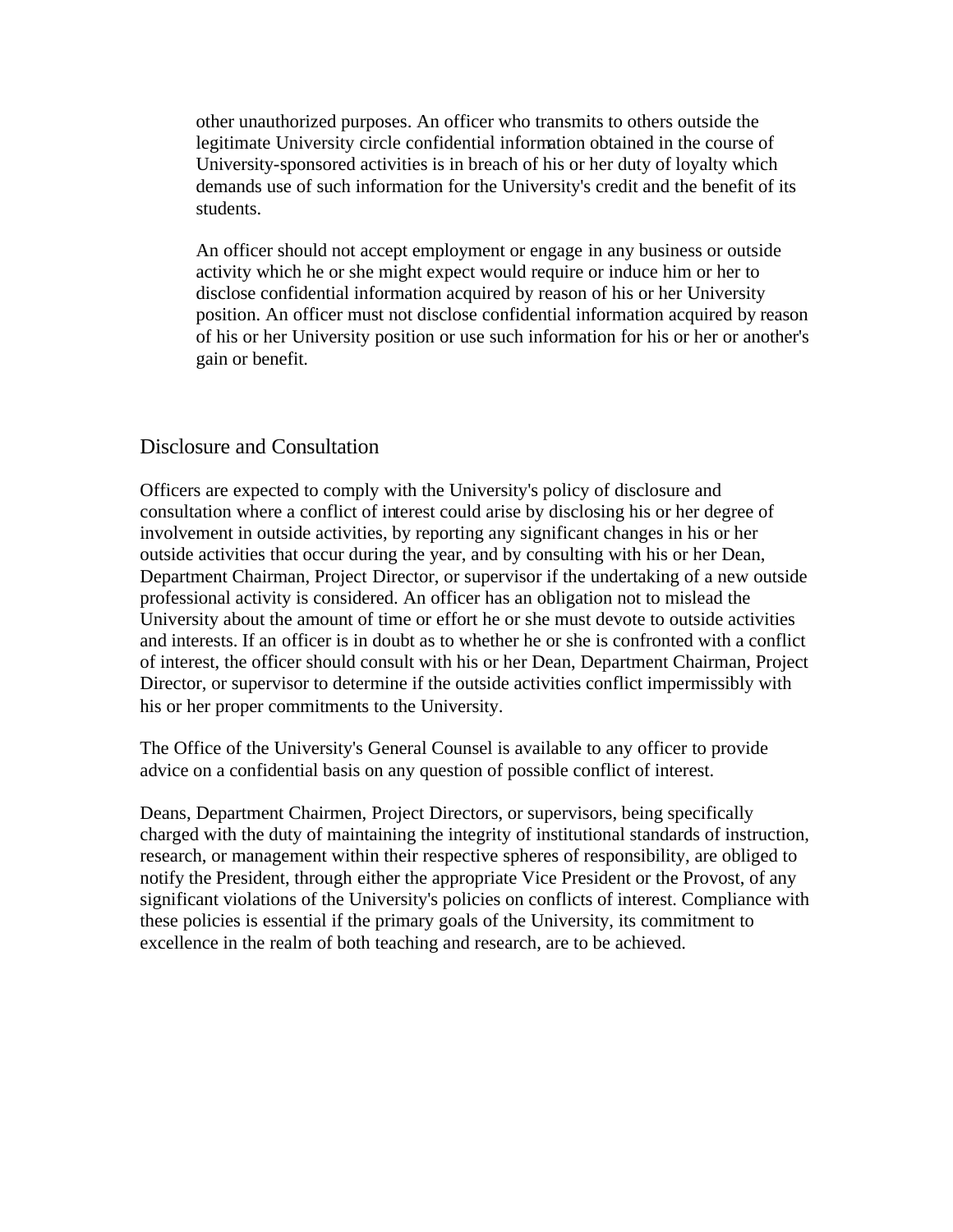other unauthorized purposes. An officer who transmits to others outside the legitimate University circle confidential information obtained in the course of University-sponsored activities is in breach of his or her duty of loyalty which demands use of such information for the University's credit and the benefit of its students.

An officer should not accept employment or engage in any business or outside activity which he or she might expect would require or induce him or her to disclose confidential information acquired by reason of his or her University position. An officer must not disclose confidential information acquired by reason of his or her University position or use such information for his or her or another's gain or benefit.

## Disclosure and Consultation

Officers are expected to comply with the University's policy of disclosure and consultation where a conflict of interest could arise by disclosing his or her degree of involvement in outside activities, by reporting any significant changes in his or her outside activities that occur during the year, and by consulting with his or her Dean, Department Chairman, Project Director, or supervisor if the undertaking of a new outside professional activity is considered. An officer has an obligation not to mislead the University about the amount of time or effort he or she must devote to outside activities and interests. If an officer is in doubt as to whether he or she is confronted with a conflict of interest, the officer should consult with his or her Dean, Department Chairman, Project Director, or supervisor to determine if the outside activities conflict impermissibly with his or her proper commitments to the University.

The Office of the University's General Counsel is available to any officer to provide advice on a confidential basis on any question of possible conflict of interest.

Deans, Department Chairmen, Project Directors, or supervisors, being specifically charged with the duty of maintaining the integrity of institutional standards of instruction, research, or management within their respective spheres of responsibility, are obliged to notify the President, through either the appropriate Vice President or the Provost, of any significant violations of the University's policies on conflicts of interest. Compliance with these policies is essential if the primary goals of the University, its commitment to excellence in the realm of both teaching and research, are to be achieved.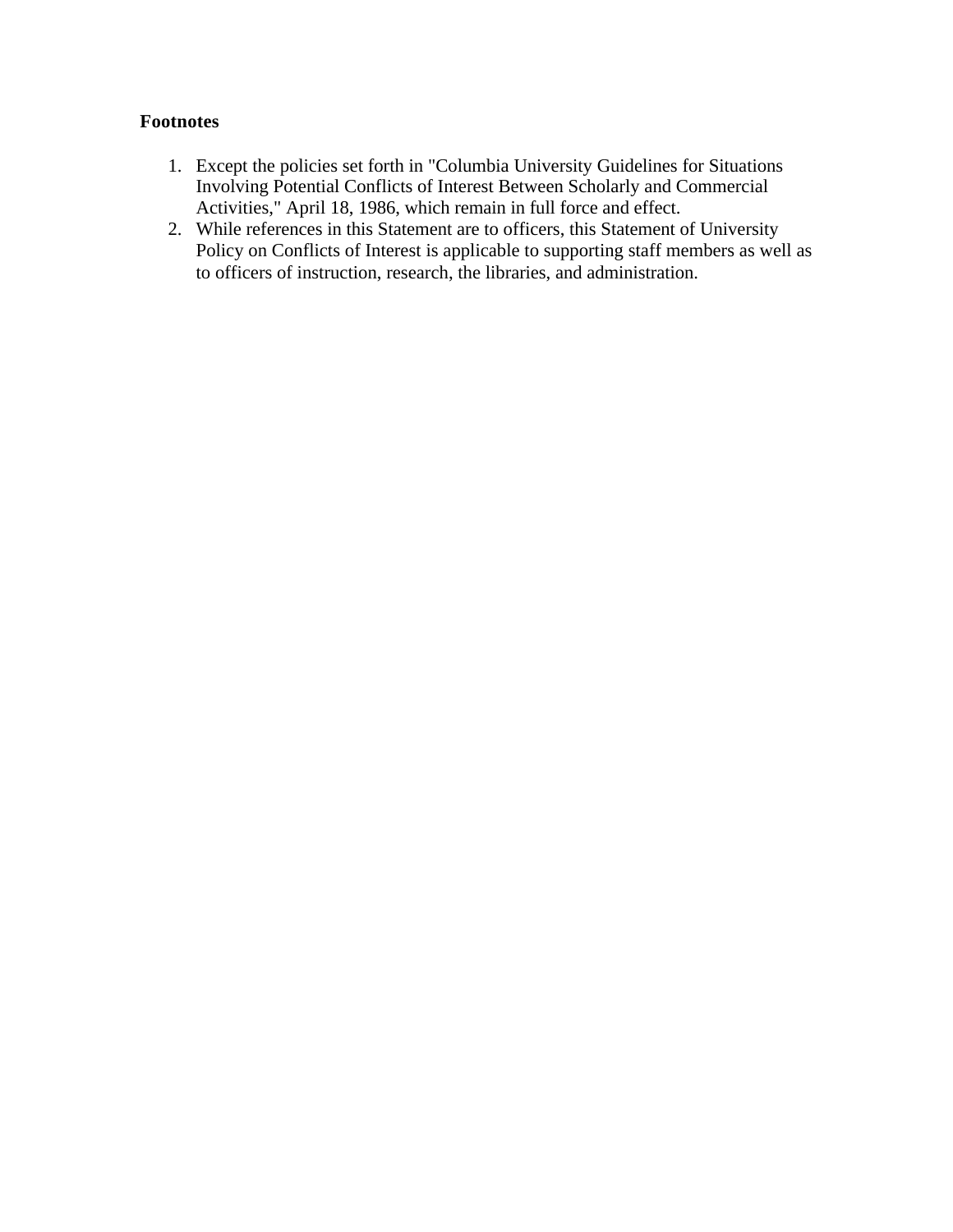**Footnotes**

1. Except the policies set forth in "Columbia University Guidelines for Situations Involving Potential Conflicts of Interest Between Scholarly and Commercial Activities," April 18, 1986, which remain in full force and effect.
2. While references in this Statement are to officers, this Statement of University Policy on Conflicts of Interest is applicable to supporting staff members as well as to officers of instruction, research, the libraries, and administration.